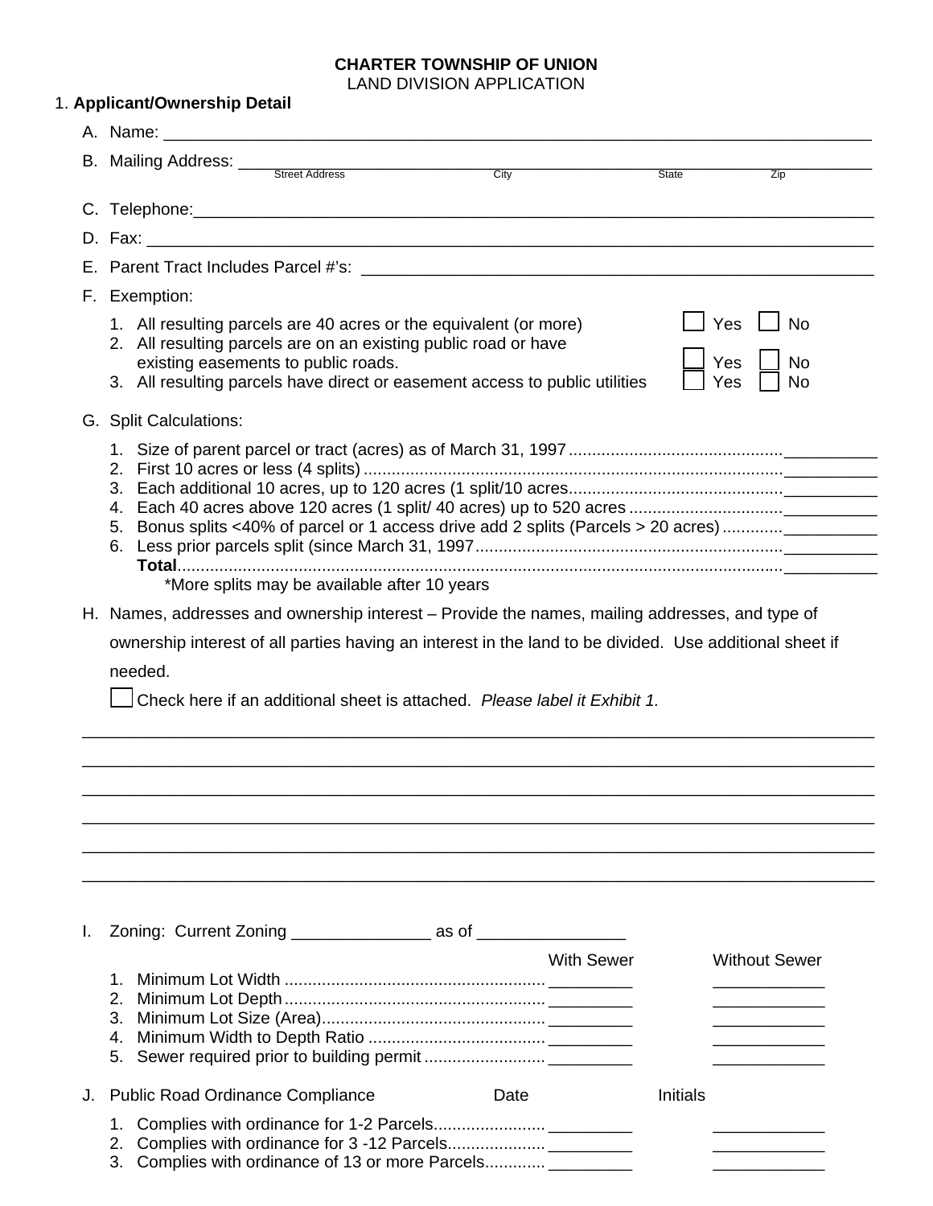# CHARTER TOWNSHIP OF UNION

## LAND DIVISION APPLICATION

1. **Applicant/Ownership Detail**

A. Name: ___________________________________________________________________________

B. Mailing Address: ___________________________________________________________________
Street Address City State Zip

C. Telephone:__________________________________________________________________________

D. Fax: _______________________________________________________________________________

E. Parent Tract Includes Parcel #'s: _________________________________________________________

F. Exemption:

1. All resulting parcels are 40 acres the equivalent (or more) ☐ Yes ☐ No
2. All resulting parcels are on an existing public road or have existing easements to public roads. ☐ Yes ☐ No
3. All resulting parcels have direct or easement access to public utilities ☐ Yes ☐ No

G. Split Calculations:

1. Size of parent parcel or tract (acres) as of March 31, 1997 .............................................__________
2. First 10 acres or less (4 splits) .........................................................................................__________
3. Each additional 10 acres, up to 120 acres (1 split/10 acres.............................................__________
4. Each 40 acres above 120 acres (1 split/ 40 acres) up to 520 acres .................................__________
5. Bonus splits <40% of parcel or 1 access drive add 2 splits (Parcels > 20 acres) .............__________
6. Less prior parcels split (since March 31, 1997..................................................................__________

**Total**.................................................................................................................................__________

*More splits may be available after 10 years

H. Names, addresses and ownership interest – Provide the names, mailing addresses, and type of ownership interest of all parties having an interest in the land to be divided. Use additional sheet if needed.

☐ Check here if an additional sheet is attached. *Please label it Exhibit 1.*

_____________________________________________________________________________________

_____________________________________________________________________________________

_____________________________________________________________________________________

_____________________________________________________________________________________

_____________________________________________________________________________________

_____________________________________________________________________________________

I. Zoning: Current Zoning _______________ as of ________________

| | With Sewer | Without Sewer |
|---|---|---|
| 1. Minimum Lot Width ........................................................ | _________ | ____________ |
| 2. Minimum Lot Depth ........................................................ | _________ | ____________ |
| 3. Minimum Lot Size (Area)................................................. | _________ | ____________ |
| 4. Minimum Width to Depth Ratio ....................................... | _________ | ____________ |
| 5. Sewer required prior to building permit .......................... | _________ | ____________ |

| J. Public Road Ordinance Compliance | Date | Initials |
|---|---|---|
| 1. Complies with ordinance for 1-2 Parcels........................ | _________ | ____________ |
| 2. Complies with ordinance for 3 -12 Parcels..................... | _________ | ____________ |
| 3. Complies with ordinance of 13 or more Parcels............. | _________ | ____________ |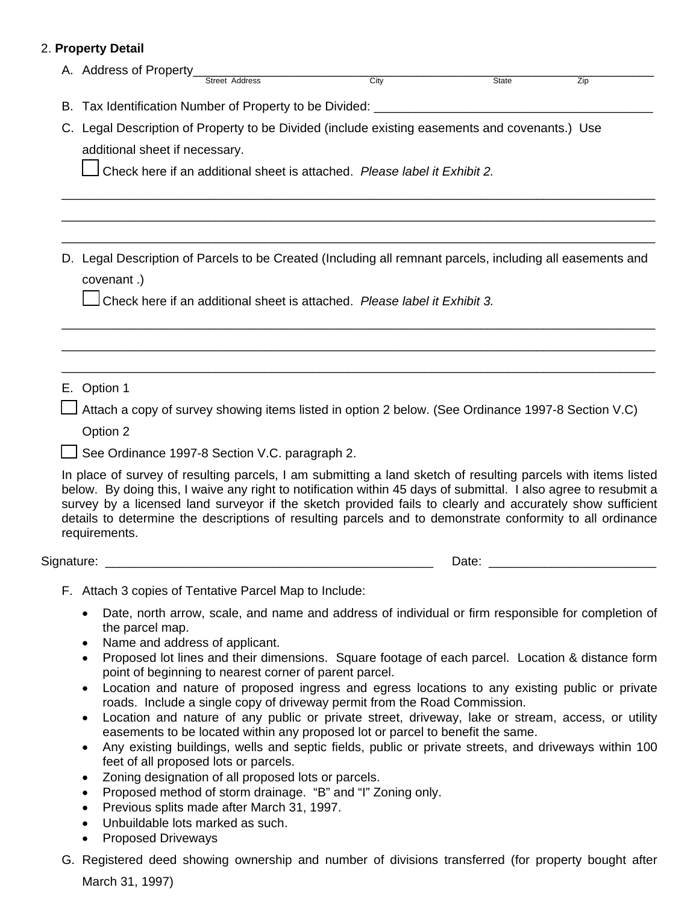2. **Property Detail**

A. Address of Property_______________________________________________________________
Street Address City State Zip

B. Tax Identification Number of Property to be Divided: ________________________________________

C. Legal Description of Property to be Divided (include existing easements and covenants.) Use additional sheet if necessary.

☐ Check here if an additional sheet is attached. *Please label it Exhibit 2.*

_______________________________________________________________________________

_______________________________________________________________________________

_______________________________________________________________________________

D. Legal Description of Parcels to be Created (Including all remnant parcels, including all easements and covenant .)

☐ Check here if an additional sheet is attached. *Please label it Exhibit 3.*

_______________________________________________________________________________

_______________________________________________________________________________

_______________________________________________________________________________

E. Option 1

☐ Attach a copy of survey showing items listed in option 2 below. (See Ordinance 1997-8 Section V.C)

Option 2

☐ See Ordinance 1997-8 Section V.C. paragraph 2.

In place of survey of resulting parcels, I am submitting a land sketch of resulting parcels with items listed below. By doing this, I waive any right to notification within 45 days of submittal. I also agree to resubmit a survey by a licensed land surveyor if the sketch provided fails to clearly and accurately show sufficient details to determine the descriptions of resulting parcels and to demonstrate conformity to all ordinance requirements.

Signature: _______________________________________________ Date: ________________________

F. Attach 3 copies of Tentative Parcel Map to Include:

- Date, north arrow, scale, and name and address of individual or firm responsible for completion of the parcel map.
- Name and address of applicant.
- Proposed lot lines and their dimensions. Square footage of each parcel. Location & distance form point of beginning to nearest corner of parent parcel.
- Location and nature of proposed ingress and egress locations to any existing public or private roads. Include a single copy of driveway permit from the Road Commission.
- Location and nature of any public or private street, driveway, lake or stream, access, or utility easements to be located within any proposed lot or parcel to benefit the same.
- Any existing buildings, wells and septic fields, public or private streets, and driveways within 100 feet of all proposed lots or parcels.
- Zoning designation of all proposed lots or parcels.
- Proposed method of storm drainage. “B” and “I” Zoning only.
- Previous splits made after March 31, 1997.
- Unbuildable lots marked as such.
- Proposed Driveways

G. Registered deed showing ownership and number of divisions transferred (for property bought after March 31, 1997)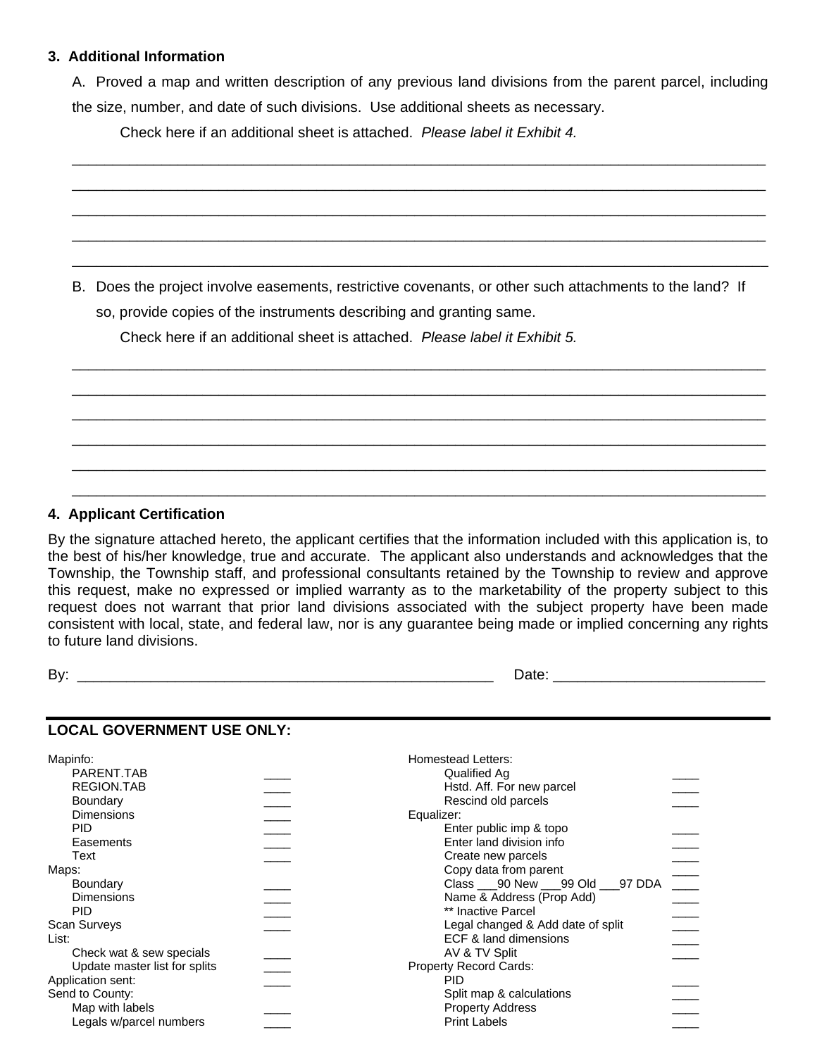### 3. Additional Information

A. Proved a map and written description of any previous land divisions from the parent parcel, including the size, number, and date of such divisions. Use additional sheets as necessary.

Check here if an additional sheet is attached. *Please label it Exhibit 4.*

\_\_\_\_\_\_\_\_\_\_\_\_\_\_\_\_\_\_\_\_\_\_\_\_\_\_\_\_\_\_\_\_\_\_\_\_\_\_\_\_\_\_\_\_\_\_\_\_\_\_\_\_\_\_\_\_\_\_\_\_\_\_\_\_\_\_\_\_\_\_\_\_\_\_\_\_\_\_

\_\_\_\_\_\_\_\_\_\_\_\_\_\_\_\_\_\_\_\_\_\_\_\_\_\_\_\_\_\_\_\_\_\_\_\_\_\_\_\_\_\_\_\_\_\_\_\_\_\_\_\_\_\_\_\_\_\_\_\_\_\_\_\_\_\_\_\_\_\_\_\_\_\_\_\_\_\_

\_\_\_\_\_\_\_\_\_\_\_\_\_\_\_\_\_\_\_\_\_\_\_\_\_\_\_\_\_\_\_\_\_\_\_\_\_\_\_\_\_\_\_\_\_\_\_\_\_\_\_\_\_\_\_\_\_\_\_\_\_\_\_\_\_\_\_\_\_\_\_\_\_\_\_\_\_\_

\_\_\_\_\_\_\_\_\_\_\_\_\_\_\_\_\_\_\_\_\_\_\_\_\_\_\_\_\_\_\_\_\_\_\_\_\_\_\_\_\_\_\_\_\_\_\_\_\_\_\_\_\_\_\_\_\_\_\_\_\_\_\_\_\_\_\_\_\_\_\_\_\_\_\_\_\_\_

\_\_\_\_\_\_\_\_\_\_\_\_\_\_\_\_\_\_\_\_\_\_\_\_\_\_\_\_\_\_\_\_\_\_\_\_\_\_\_\_\_\_\_\_\_\_\_\_\_\_\_\_\_\_\_\_\_\_\_\_\_\_\_\_\_\_\_\_\_\_\_\_\_\_\_\_\_\_

B. Does the project involve easements, restrictive covenants, or other such attachments to the land? If so, provide copies of the instruments describing and granting same.

Check here if an additional sheet is attached. *Please label it Exhibit 5.*

\_\_\_\_\_\_\_\_\_\_\_\_\_\_\_\_\_\_\_\_\_\_\_\_\_\_\_\_\_\_\_\_\_\_\_\_\_\_\_\_\_\_\_\_\_\_\_\_\_\_\_\_\_\_\_\_\_\_\_\_\_\_\_\_\_\_\_\_\_\_\_\_\_\_\_\_\_\_

\_\_\_\_\_\_\_\_\_\_\_\_\_\_\_\_\_\_\_\_\_\_\_\_\_\_\_\_\_\_\_\_\_\_\_\_\_\_\_\_\_\_\_\_\_\_\_\_\_\_\_\_\_\_\_\_\_\_\_\_\_\_\_\_\_\_\_\_\_\_\_\_\_\_\_\_\_\_

\_\_\_\_\_\_\_\_\_\_\_\_\_\_\_\_\_\_\_\_\_\_\_\_\_\_\_\_\_\_\_\_\_\_\_\_\_\_\_\_\_\_\_\_\_\_\_\_\_\_\_\_\_\_\_\_\_\_\_\_\_\_\_\_\_\_\_\_\_\_\_\_\_\_\_\_\_\_

\_\_\_\_\_\_\_\_\_\_\_\_\_\_\_\_\_\_\_\_\_\_\_\_\_\_\_\_\_\_\_\_\_\_\_\_\_\_\_\_\_\_\_\_\_\_\_\_\_\_\_\_\_\_\_\_\_\_\_\_\_\_\_\_\_\_\_\_\_\_\_\_\_\_\_\_\_\_

\_\_\_\_\_\_\_\_\_\_\_\_\_\_\_\_\_\_\_\_\_\_\_\_\_\_\_\_\_\_\_\_\_\_\_\_\_\_\_\_\_\_\_\_\_\_\_\_\_\_\_\_\_\_\_\_\_\_\_\_\_\_\_\_\_\_\_\_\_\_\_\_\_\_\_\_\_\_

\_\_\_\_\_\_\_\_\_\_\_\_\_\_\_\_\_\_\_\_\_\_\_\_\_\_\_\_\_\_\_\_\_\_\_\_\_\_\_\_\_\_\_\_\_\_\_\_\_\_\_\_\_\_\_\_\_\_\_\_\_\_\_\_\_\_\_\_\_\_\_\_\_\_\_\_\_\_

### 4. Applicant Certification

By the signature attached hereto, the applicant certifies that the information included with this application is, to the best of his/her knowledge, true and accurate. The applicant also understands and acknowledges that the Township, the Township staff, and professional consultants retained by the Township to review and approve this request, make no expressed or implied warranty as to the marketability of the property subject to this request does not warrant that prior land divisions associated with the subject property have been made consistent with local, state, and federal law, nor is any guarantee being made or implied concerning any rights to future land divisions.

By: \_\_\_\_\_\_\_\_\_\_\_\_\_\_\_\_\_\_\_\_\_\_\_\_\_\_\_\_\_\_\_\_\_\_\_\_\_\_\_\_\_\_\_\_\_\_\_\_\_\_ Date: \_\_\_\_\_\_\_\_\_\_\_\_\_\_\_\_\_\_\_\_\_\_\_\_\_\_

---

### LOCAL GOVERNMENT USE ONLY:

Mapinfo:
- PARENT.TAB \_\_\_\_
- REGION.TAB \_\_\_\_
- Boundary \_\_\_\_
- Dimensions \_\_\_\_
- PID \_\_\_\_
- Easements \_\_\_\_
- Text \_\_\_\_

Maps:
- Boundary \_\_\_\_
- Dimensions \_\_\_\_
- PID \_\_\_\_

Scan Surveys \_\_\_\_

List:
- Check wat & sew specials \_\_\_\_
- Update master list for splits \_\_\_\_

Application sent: \_\_\_\_

Send to County:
- Map with labels \_\_\_\_
- Legals w/parcel numbers \_\_\_\_

Homestead Letters:
- Qualified Ag \_\_\_\_
- Hstd. Aff. For new parcel \_\_\_\_
- Rescind old parcels \_\_\_\_

Equalizer:
- Enter public imp & topo \_\_\_\_
- Enter land division info \_\_\_\_
- Create new parcels \_\_\_\_
- Copy data from parent \_\_\_\_
- Class \_\_\_90 New \_\_\_99 Old \_\_\_97 DDA \_\_\_\_
- Name & Address (Prop Add) \_\_\_\_
- ** Inactive Parcel \_\_\_\_
- Legal changed & Add date of split \_\_\_\_
- ECF & land dimensions \_\_\_\_
- AV & TV Split \_\_\_\_

Property Record Cards:
- PID \_\_\_\_
- Split map & calculations \_\_\_\_
- Property Address \_\_\_\_
- Print Labels \_\_\_\_